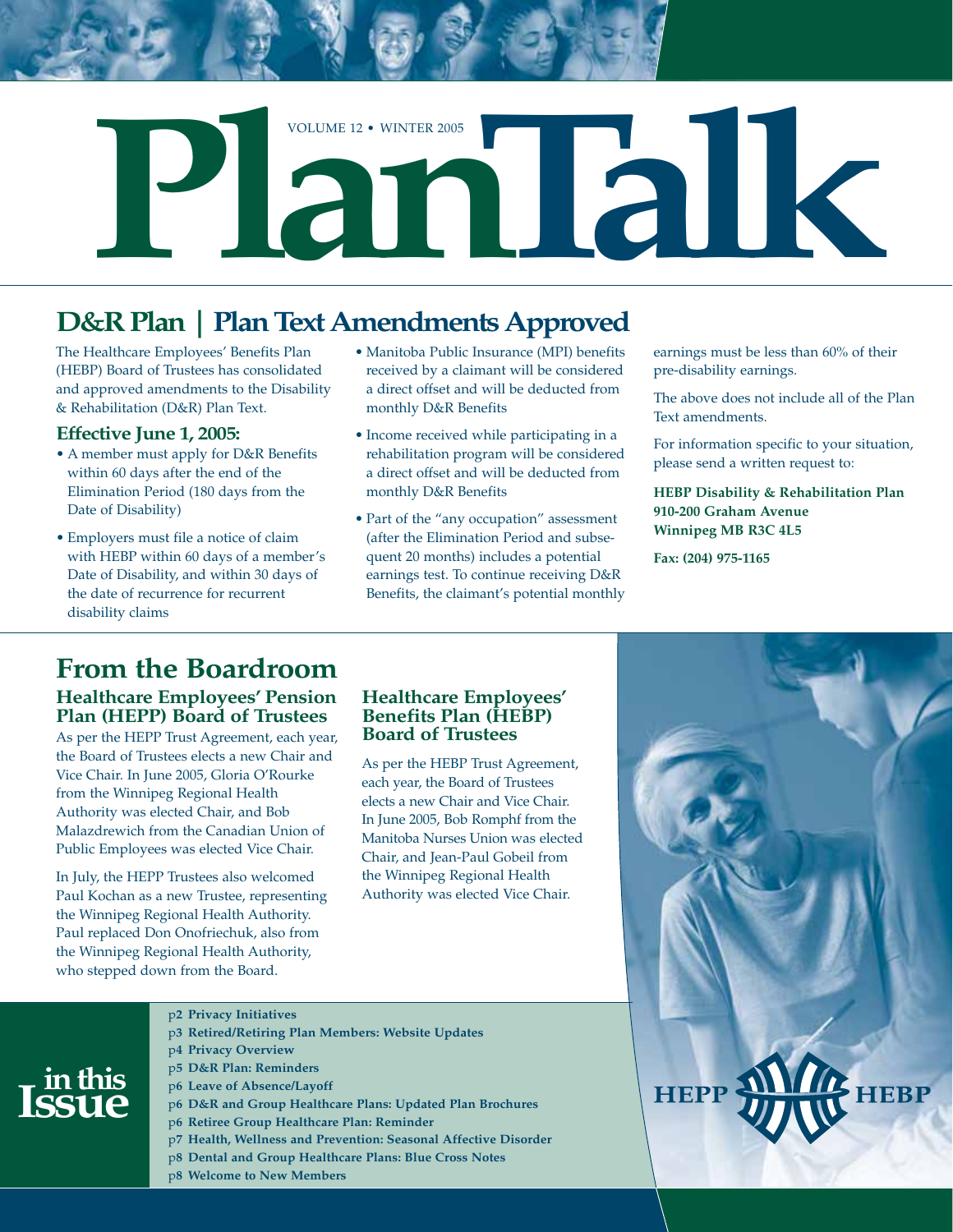# PlanTalk

VOLUME 12 • WINTER 2005

## D&R Plan | Plan Text Amendments Approved

The Healthcare Employees' Benefits Plan (HEBP) Board of Trustees has consolidated and approved amendments to the Disability & Rehabilitation (D&R) Plan Text.

### Effective June 1, 2005:

- A member must apply for D&R Benefits within 60 days after the end of the Elimination Period (180 days from the Date of Disability)
- Employers must file a notice of claim with HEBP within 60 days of a member's Date of Disability, and within 30 days of the date of recurrence for recurrent disability claims
- Manitoba Public Insurance (MPI) benefits received by a claimant will be considered a direct offset and will be deducted from monthly D&R Benefits
- Income received while participating in a rehabilitation program will be considered a direct offset and will be deducted from monthly D&R Benefits
- Part of the "any occupation" assessment (after the Elimination Period and subsequent 20 months) includes a potential earnings test. To continue receiving D&R Benefits, the claimant's potential monthly earnings must be less than 60% of their pre-disability earnings.

The above does not include all of the Plan Text amendments.

For information specific to your situation, please send a written request to:

**HEBP Disability & Rehabilitation Plan**
**910-200 Graham Avenue**
**Winnipeg MB R3C 4L5**

**Fax: (204) 975-1165**

## From the Boardroom

### Healthcare Employees' Pension Plan (HEPP) Board of Trustees

As per the HEPP Trust Agreement, each year, the Board of Trustees elects a new Chair and Vice Chair. In June 2005, Gloria O'Rourke from the Winnipeg Regional Health Authority was elected Chair, and Bob Malazdrewich from the Canadian Union of Public Employees was elected Vice Chair.

In July, the HEPP Trustees also welcomed Paul Kochan as a new Trustee, representing the Winnipeg Regional Health Authority. Paul replaced Don Onofriechuk, also from the Winnipeg Regional Health Authority, who stepped down from the Board.

### Healthcare Employees' Benefits Plan (HEBP) Board of Trustees

As per the HEBP Trust Agreement, each year, the Board of Trustees elects a new Chair and Vice Chair. In June 2005, Bob Romphf from the Manitoba Nurses Union was elected Chair, and Jean-Paul Gobeil from the Winnipeg Regional Health Authority was elected Vice Chair.

## in this Issue

- p2 **Privacy Initiatives**
- p3 **Retired/Retiring Plan Members: Website Updates**
- p4 **Privacy Overview**
- p5 **D&R Plan: Reminders**
- p6 **Leave of Absence/Layoff**
- p6 **D&R and Group Healthcare Plans: Updated Plan Brochures**
- p6 **Retiree Group Healthcare Plan: Reminder**
- p7 **Health, Wellness and Prevention: Seasonal Affective Disorder**
- p8 **Dental and Group Healthcare Plans: Blue Cross Notes**
- p8 **Welcome to New Members**

HEPP HEBP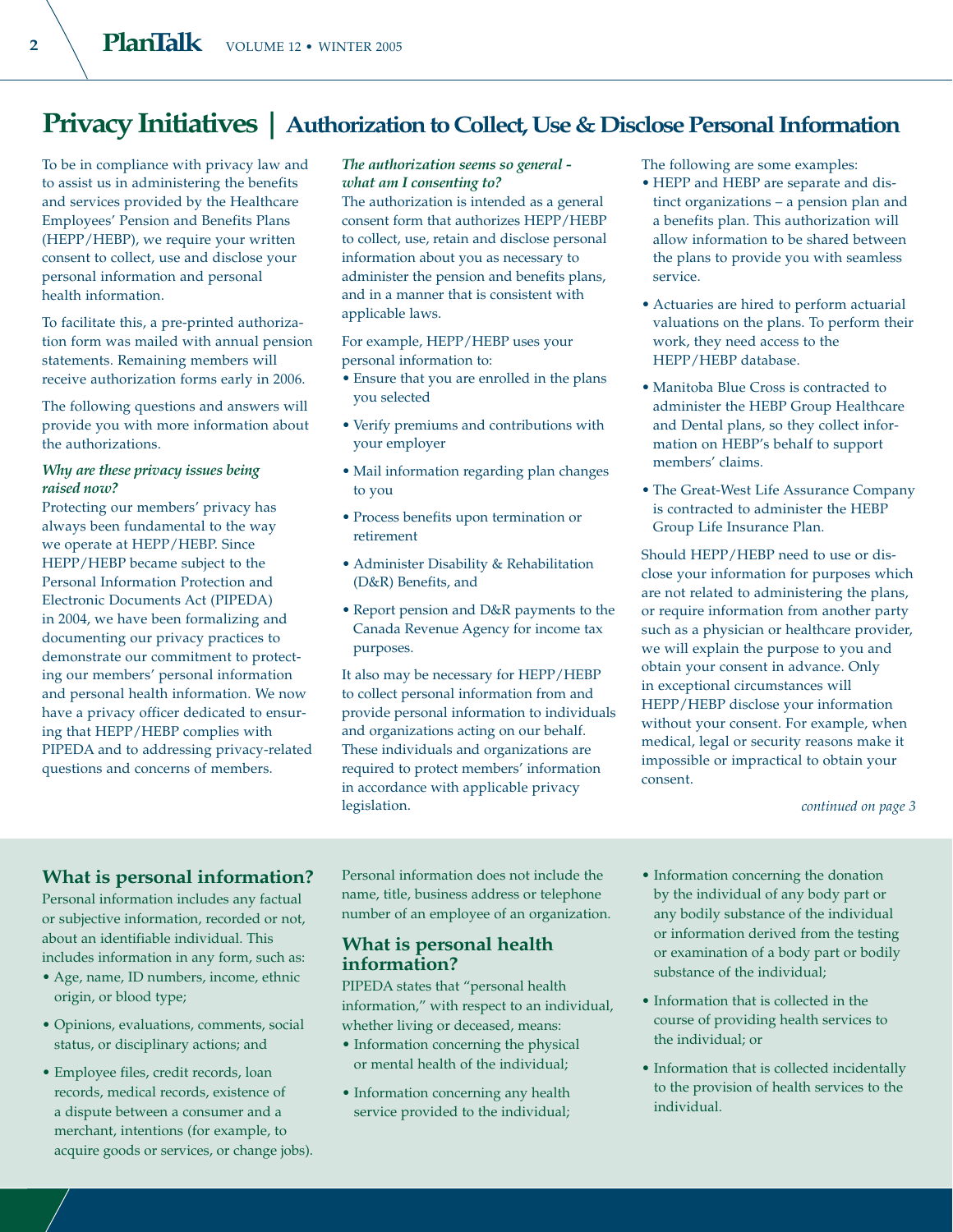# Privacy Initiatives | Authorization to Collect, Use & Disclose Personal Information

To be in compliance with privacy law and to assist us in administering the benefits and services provided by the Healthcare Employees' Pension and Benefits Plans (HEPP/HEBP), we require your written consent to collect, use and disclose your personal information and personal health information.

To facilitate this, a pre-printed authorization form was mailed with annual pension statements. Remaining members will receive authorization forms early in 2006.

The following questions and answers will provide you with more information about the authorizations.

***Why are these privacy issues being raised now?***

Protecting our members' privacy has always been fundamental to the way we operate at HEPP/HEBP. Since HEPP/HEBP became subject to the Personal Information Protection and Electronic Documents Act (PIPEDA) in 2004, we have been formalizing and documenting our privacy practices to demonstrate our commitment to protecting our members' personal information and personal health information. We now have a privacy officer dedicated to ensuring that HEPP/HEBP complies with PIPEDA and to addressing privacy-related questions and concerns of members.

***The authorization seems so general - what am I consenting to?***

The authorization is intended as a general consent form that authorizes HEPP/HEBP to collect, use, retain and disclose personal information about you as necessary to administer the pension and benefits plans, and in a manner that is consistent with applicable laws.

For example, HEPP/HEBP uses your personal information to:

- Ensure that you are enrolled in the plans you selected
- Verify premiums and contributions with your employer
- Mail information regarding plan changes to you
- Process benefits upon termination or retirement
- Administer Disability & Rehabilitation (D&R) Benefits, and
- Report pension and D&R payments to the Canada Revenue Agency for income tax purposes.

It also may be necessary for HEPP/HEBP to collect personal information from and provide personal information to individuals and organizations acting on our behalf. These individuals and organizations are required to protect members' information in accordance with applicable privacy legislation.

The following are some examples:

- HEPP and HEBP are separate and distinct organizations – a pension plan and a benefits plan. This authorization will allow information to be shared between the plans to provide you with seamless service.
- Actuaries are hired to perform actuarial valuations on the plans. To perform their work, they need access to the HEPP/HEBP database.
- Manitoba Blue Cross is contracted to administer the HEBP Group Healthcare and Dental plans, so they collect information on HEBP's behalf to support members' claims.
- The Great-West Life Assurance Company is contracted to administer the HEBP Group Life Insurance Plan.

Should HEPP/HEBP need to use or disclose your information for purposes which are not related to administering the plans, or require information from another party such as a physician or healthcare provider, we will explain the purpose to you and obtain your consent in advance. Only in exceptional circumstances will HEPP/HEBP disclose your information without your consent. For example, when medical, legal or security reasons make it impossible or impractical to obtain your consent.

*continued on page 3*

## What is personal information?

Personal information includes any factual or subjective information, recorded or not, about an identifiable individual. This includes information in any form, such as:

- Age, name, ID numbers, income, ethnic origin, or blood type;
- Opinions, evaluations, comments, social status, or disciplinary actions; and
- Employee files, credit records, loan records, medical records, existence of a dispute between a consumer and a merchant, intentions (for example, to acquire goods or services, or change jobs).

Personal information does not include the name, title, business address or telephone number of an employee of an organization.

## What is personal health information?

PIPEDA states that "personal health information," with respect to an individual, whether living or deceased, means:

- Information concerning the physical or mental health of the individual;
- Information concerning any health service provided to the individual;
- Information concerning the donation by the individual of any body part or any bodily substance of the individual or information derived from the testing or examination of a body part or bodily substance of the individual;
- Information that is collected in the course of providing health services to the individual; or
- Information that is collected incidentally to the provision of health services to the individual.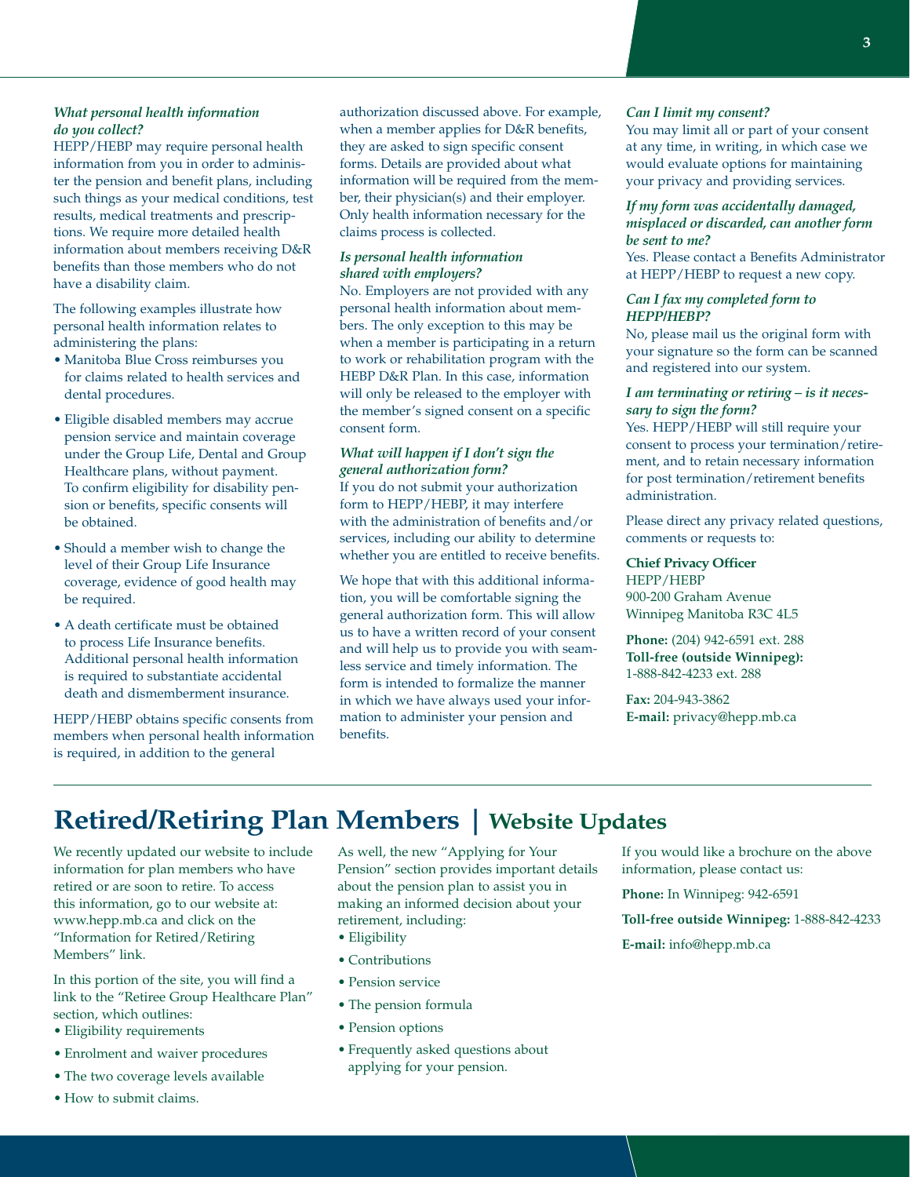### *What personal health information do you collect?*

HEPP/HEBP may require personal health information from you in order to administer the pension and benefit plans, including such things as your medical conditions, test results, medical treatments and prescriptions. We require more detailed health information about members receiving D&R benefits than those members who do not have a disability claim.

The following examples illustrate how personal health information relates to administering the plans:

- Manitoba Blue Cross reimburses you for claims related to health services and dental procedures.
- Eligible disabled members may accrue pension service and maintain coverage under the Group Life, Dental and Group Healthcare plans, without payment. To confirm eligibility for disability pension or benefits, specific consents will be obtained.
- Should a member wish to change the level of their Group Life Insurance coverage, evidence of good health may be required.
- A death certificate must be obtained to process Life Insurance benefits. Additional personal health information is required to substantiate accidental death and dismemberment insurance.

HEPP/HEBP obtains specific consents from members when personal health information is required, in addition to the general authorization discussed above. For example, when a member applies for D&R benefits, they are asked to sign specific consent forms. Details are provided about what information will be required from the member, their physician(s) and their employer. Only health information necessary for the claims process is collected.

### *Is personal health information shared with employers?*

No. Employers are not provided with any personal health information about members. The only exception to this may be when a member is participating in a return to work or rehabilitation program with the HEBP D&R Plan. In this case, information will only be released to the employer with the member's signed consent on a specific consent form.

### *What will happen if I don't sign the general authorization form?*

If you do not submit your authorization form to HEPP/HEBP, it may interfere with the administration of benefits and/or services, including our ability to determine whether you are entitled to receive benefits.

We hope that with this additional information, you will be comfortable signing the general authorization form. This will allow us to have a written record of your consent and will help us to provide you with seamless service and timely information. The form is intended to formalize the manner in which we have always used your information to administer your pension and benefits.

### *Can I limit my consent?*

You may limit all or part of your consent at any time, in writing, in which case we would evaluate options for maintaining your privacy and providing services.

### *If my form was accidentally damaged, misplaced or discarded, can another form be sent to me?*

Yes. Please contact a Benefits Administrator at HEPP/HEBP to request a new copy.

### *Can I fax my completed form to HEPP/HEBP?*

No, please mail us the original form with your signature so the form can be scanned and registered into our system.

### *I am terminating or retiring – is it necessary to sign the form?*

Yes. HEPP/HEBP will still require your consent to process your termination/retirement, and to retain necessary information for post termination/retirement benefits administration.

Please direct any privacy related questions, comments or requests to:

**Chief Privacy Officer**
HEPP/HEBP
900-200 Graham Avenue
Winnipeg Manitoba R3C 4L5

**Phone:** (204) 942-6591 ext. 288
**Toll-free (outside Winnipeg):** 1-888-842-4233 ext. 288

**Fax:** 204-943-3862
**E-mail:** privacy@hepp.mb.ca

# Retired/Retiring Plan Members | Website Updates

We recently updated our website to include information for plan members who have retired or are soon to retire. To access this information, go to our website at: www.hepp.mb.ca and click on the "Information for Retired/Retiring Members" link.

In this portion of the site, you will find a link to the "Retiree Group Healthcare Plan" section, which outlines:

- Eligibility requirements
- Enrolment and waiver procedures
- The two coverage levels available
- How to submit claims.

As well, the new "Applying for Your Pension" section provides important details about the pension plan to assist you in making an informed decision about your retirement, including:

- Eligibility
- Contributions
- Pension service
- The pension formula
- Pension options
- Frequently asked questions about applying for your pension.

If you would like a brochure on the above information, please contact us:

**Phone:** In Winnipeg: 942-6591

**Toll-free outside Winnipeg:** 1-888-842-4233

**E-mail:** info@hepp.mb.ca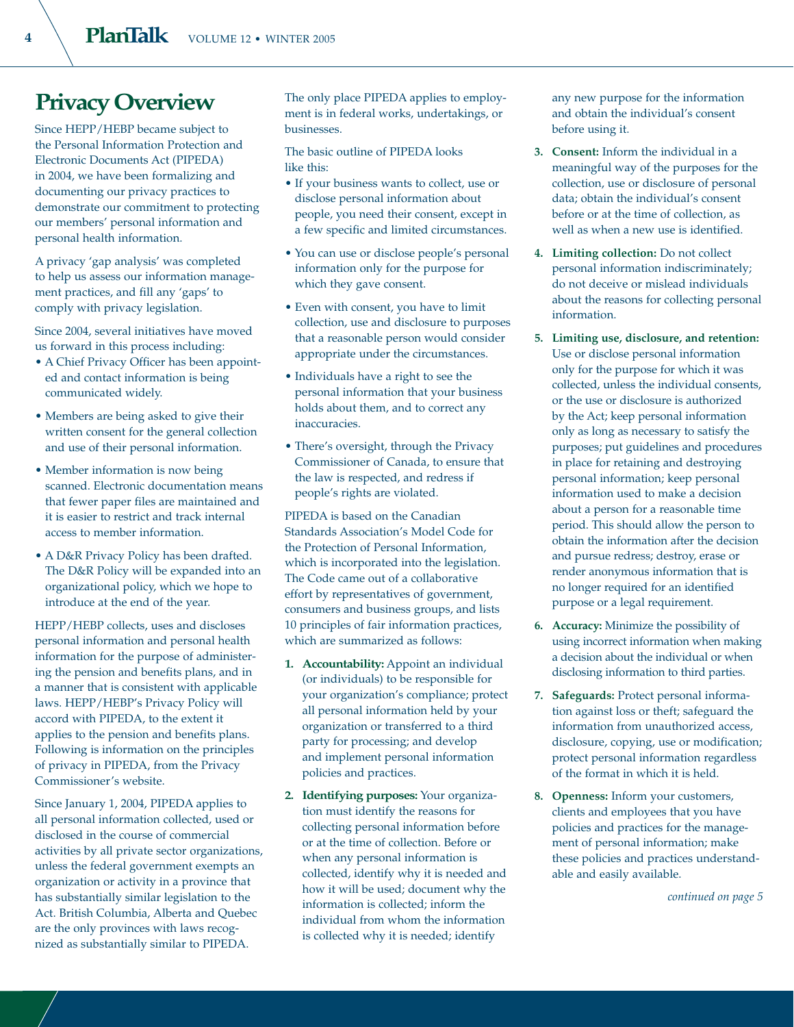# Privacy Overview

Since HEPP/HEBP became subject to the Personal Information Protection and Electronic Documents Act (PIPEDA) in 2004, we have been formalizing and documenting our privacy practices to demonstrate our commitment to protecting our members' personal information and personal health information.

A privacy 'gap analysis' was completed to help us assess our information management practices, and fill any 'gaps' to comply with privacy legislation.

Since 2004, several initiatives have moved us forward in this process including:

- A Chief Privacy Officer has been appointed and contact information is being communicated widely.
- Members are being asked to give their written consent for the general collection and use of their personal information.
- Member information is now being scanned. Electronic documentation means that fewer paper files are maintained and it is easier to restrict and track internal access to member information.
- A D&R Privacy Policy has been drafted. The D&R Policy will be expanded into an organizational policy, which we hope to introduce at the end of the year.

HEPP/HEBP collects, uses and discloses personal information and personal health information for the purpose of administering the pension and benefits plans, and in a manner that is consistent with applicable laws. HEPP/HEBP's Privacy Policy will accord with PIPEDA, to the extent it applies to the pension and benefits plans. Following is information on the principles of privacy in PIPEDA, from the Privacy Commissioner's website.

Since January 1, 2004, PIPEDA applies to all personal information collected, used or disclosed in the course of commercial activities by all private sector organizations, unless the federal government exempts an organization or activity in a province that has substantially similar legislation to the Act. British Columbia, Alberta and Quebec are the only provinces with laws recognized as substantially similar to PIPEDA.

The only place PIPEDA applies to employment is in federal works, undertakings, or businesses.

The basic outline of PIPEDA looks like this:

- If your business wants to collect, use or disclose personal information about people, you need their consent, except in a few specific and limited circumstances.
- You can use or disclose people's personal information only for the purpose for which they gave consent.
- Even with consent, you have to limit collection, use and disclosure to purposes that a reasonable person would consider appropriate under the circumstances.
- Individuals have a right to see the personal information that your business holds about them, and to correct any inaccuracies.
- There's oversight, through the Privacy Commissioner of Canada, to ensure that the law is respected, and redress if people's rights are violated.

PIPEDA is based on the Canadian Standards Association's Model Code for the Protection of Personal Information, which is incorporated into the legislation. The Code came out of a collaborative effort by representatives of government, consumers and business groups, and lists 10 principles of fair information practices, which are summarized as follows:

1. **Accountability:** Appoint an individual (or individuals) to be responsible for your organization's compliance; protect all personal information held by your organization or transferred to a third party for processing; and develop and implement personal information policies and practices.
2. **Identifying purposes:** Your organization must identify the reasons for collecting personal information before or at the time of collection. Before or when any personal information is collected, identify why it is needed and how it will be used; document why the information is collected; inform the individual from whom the information is collected why it is needed; identify any new purpose for the information and obtain the individual's consent before using it.
3. **Consent:** Inform the individual in a meaningful way of the purposes for the collection, use or disclosure of personal data; obtain the individual's consent before or at the time of collection, as well as when a new use is identified.
4. **Limiting collection:** Do not collect personal information indiscriminately; do not deceive or mislead individuals about the reasons for collecting personal information.
5. **Limiting use, disclosure, and retention:** Use or disclose personal information only for the purpose for which it was collected, unless the individual consents, or the use or disclosure is authorized by the Act; keep personal information only as long as necessary to satisfy the purposes; put guidelines and procedures in place for retaining and destroying personal information; keep personal information used to make a decision about a person for a reasonable time period. This should allow the person to obtain the information after the decision and pursue redress; destroy, erase or render anonymous information that is no longer required for an identified purpose or a legal requirement.
6. **Accuracy:** Minimize the possibility of using incorrect information when making a decision about the individual or when disclosing information to third parties.
7. **Safeguards:** Protect personal information against loss or theft; safeguard the information from unauthorized access, disclosure, copying, use or modification; protect personal information regardless of the format in which it is held.
8. **Openness:** Inform your customers, clients and employees that you have policies and practices for the management of personal information; make these policies and practices understandable and easily available.

*continued on page 5*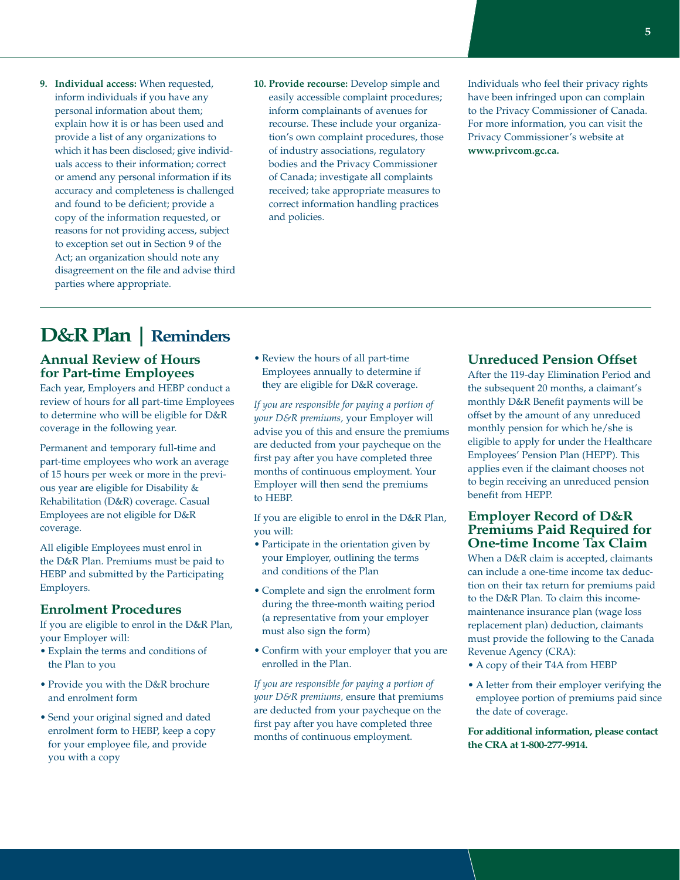9. **Individual access:** When requested, inform individuals if you have any personal information about them; explain how it is or has been used and provide a list of any organizations to which it has been disclosed; give individuals access to their information; correct or amend any personal information if its accuracy and completeness is challenged and found to be deficient; provide a copy of the information requested, or reasons for not providing access, subject to exception set out in Section 9 of the Act; an organization should note any disagreement on the file and advise third parties where appropriate.

10. **Provide recourse:** Develop simple and easily accessible complaint procedures; inform complainants of avenues for recourse. These include your organization's own complaint procedures, those of industry associations, regulatory bodies and the Privacy Commissioner of Canada; investigate all complaints received; take appropriate measures to correct information handling practices and policies.

Individuals who feel their privacy rights have been infringed upon can complain to the Privacy Commissioner of Canada. For more information, you can visit the Privacy Commissioner's website at **www.privcom.gc.ca.**

# D&R Plan | Reminders

## Annual Review of Hours for Part-time Employees

Each year, Employers and HEBP conduct a review of hours for all part-time Employees to determine who will be eligible for D&R coverage in the following year.

Permanent and temporary full-time and part-time employees who work an average of 15 hours per week or more in the previous year are eligible for Disability & Rehabilitation (D&R) coverage. Casual Employees are not eligible for D&R coverage.

All eligible Employees must enrol in the D&R Plan. Premiums must be paid to HEBP and submitted by the Participating Employers.

## Enrolment Procedures

If you are eligible to enrol in the D&R Plan, your Employer will:

- Explain the terms and conditions of the Plan to you
- Provide you with the D&R brochure and enrolment form
- Send your original signed and dated enrolment form to HEBP, keep a copy for your employee file, and provide you with a copy
- Review the hours of all part-time Employees annually to determine if they are eligible for D&R coverage.

*If you are responsible for paying a portion of your D&R premiums,* your Employer will advise you of this and ensure the premiums are deducted from your paycheque on the first pay after you have completed three months of continuous employment. Your Employer will then send the premiums to HEBP.

If you are eligible to enrol in the D&R Plan, you will:

- Participate in the orientation given by your Employer, outlining the terms and conditions of the Plan
- Complete and sign the enrolment form during the three-month waiting period (a representative from your employer must also sign the form)
- Confirm with your employer that you are enrolled in the Plan.

*If you are responsible for paying a portion of your D&R premiums,* ensure that premiums are deducted from your paycheque on the first pay after you have completed three months of continuous employment.

## Unreduced Pension Offset

After the 119-day Elimination Period and the subsequent 20 months, a claimant's monthly D&R Benefit payments will be offset by the amount of any unreduced monthly pension for which he/she is eligible to apply for under the Healthcare Employees' Pension Plan (HEPP). This applies even if the claimant chooses not to begin receiving an unreduced pension benefit from HEPP.

## Employer Record of D&R Premiums Paid Required for One-time Income Tax Claim

When a D&R claim is accepted, claimants can include a one-time income tax deduction on their tax return for premiums paid to the D&R Plan. To claim this income-maintenance insurance plan (wage loss replacement plan) deduction, claimants must provide the following to the Canada Revenue Agency (CRA):

- A copy of their T4A from HEBP
- A letter from their employer verifying the employee portion of premiums paid since the date of coverage.

**For additional information, please contact the CRA at 1-800-277-9914.**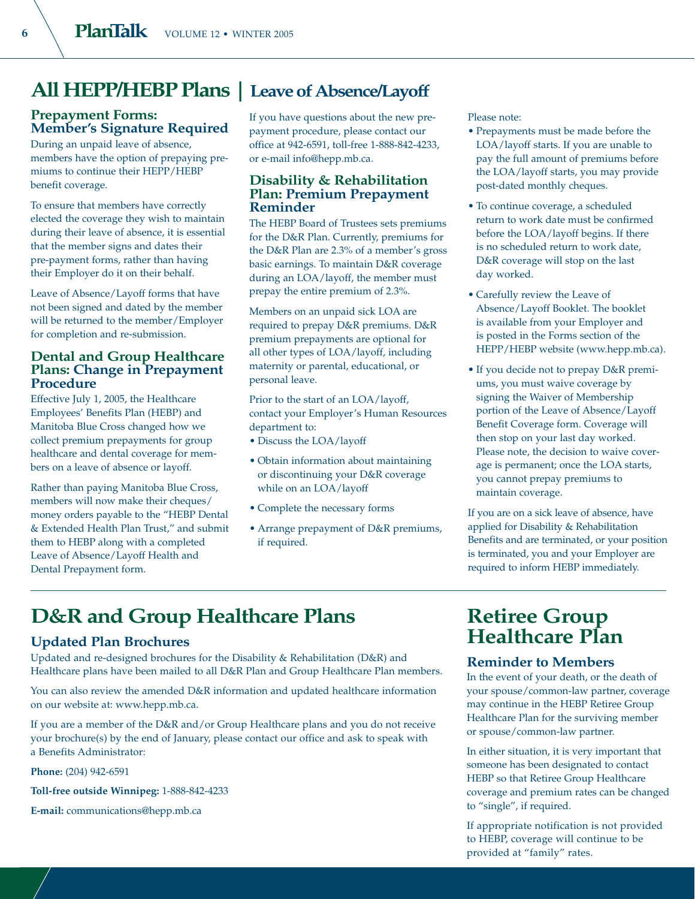# All HEPP/HEBP Plans | Leave of Absence/Layoff

### Prepayment Forms: Member's Signature Required

During an unpaid leave of absence, members have the option of prepaying premiums to continue their HEPP/HEBP benefit coverage.

To ensure that members have correctly elected the coverage they wish to maintain during their leave of absence, it is essential that the member signs and dates their pre-payment forms, rather than having their Employer do it on their behalf.

Leave of Absence/Layoff forms that have not been signed and dated by the member will be returned to the member/Employer for completion and re-submission.

### Dental and Group Healthcare Plans: Change in Prepayment Procedure

Effective July 1, 2005, the Healthcare Employees' Benefits Plan (HEBP) and Manitoba Blue Cross changed how we collect premium prepayments for group healthcare and dental coverage for members on a leave of absence or layoff.

Rather than paying Manitoba Blue Cross, members will now make their cheques/money orders payable to the "HEBP Dental & Extended Health Plan Trust," and submit them to HEBP along with a completed Leave of Absence/Layoff Health and Dental Prepayment form.

If you have questions about the new prepayment procedure, please contact our office at 942-6591, toll-free 1-888-842-4233, or e-mail info@hepp.mb.ca.

### Disability & Rehabilitation Plan: Premium Prepayment Reminder

The HEBP Board of Trustees sets premiums for the D&R Plan. Currently, premiums for the D&R Plan are 2.3% of a member's gross basic earnings. To maintain D&R coverage during an LOA/layoff, the member must prepay the entire premium of 2.3%.

Members on an unpaid sick LOA are required to prepay D&R premiums. D&R premium prepayments are optional for all other types of LOA/layoff, including maternity or parental, educational, or personal leave.

Prior to the start of an LOA/layoff, contact your Employer's Human Resources department to:

- Discuss the LOA/layoff
- Obtain information about maintaining or discontinuing your D&R coverage while on an LOA/layoff
- Complete the necessary forms
- Arrange prepayment of D&R premiums, if required.

Please note:

- Prepayments must be made before the LOA/layoff starts. If you are unable to pay the full amount of premiums before the LOA/layoff starts, you may provide post-dated monthly cheques.
- To continue coverage, a scheduled return to work date must be confirmed before the LOA/layoff begins. If there is no scheduled return to work date, D&R coverage will stop on the last day worked.
- Carefully review the Leave of Absence/Layoff Booklet. The booklet is available from your Employer and is posted in the Forms section of the HEPP/HEBP website (www.hepp.mb.ca).
- If you decide not to prepay D&R premiums, you must waive coverage by signing the Waiver of Membership portion of the Leave of Absence/Layoff Benefit Coverage form. Coverage will then stop on your last day worked. Please note, the decision to waive coverage is permanent; once the LOA starts, you cannot prepay premiums to maintain coverage.

If you are on a sick leave of absence, have applied for Disability & Rehabilitation Benefits and are terminated, or your position is terminated, you and your Employer are required to inform HEBP immediately.

# D&R and Group Healthcare Plans

### Updated Plan Brochures

Updated and re-designed brochures for the Disability & Rehabilitation (D&R) and Healthcare plans have been mailed to all D&R Plan and Group Healthcare Plan members.

You can also review the amended D&R information and updated healthcare information on our website at: www.hepp.mb.ca.

If you are a member of the D&R and/or Group Healthcare plans and you do not receive your brochure(s) by the end of January, please contact our office and ask to speak with a Benefits Administrator:

**Phone:** (204) 942-6591

**Toll-free outside Winnipeg:** 1-888-842-4233

**E-mail:** communications@hepp.mb.ca

# Retiree Group Healthcare Plan

### Reminder to Members

In the event of your death, or the death of your spouse/common-law partner, coverage may continue in the HEBP Retiree Group Healthcare Plan for the surviving member or spouse/common-law partner.

In either situation, it is very important that someone has been designated to contact HEBP so that Retiree Group Healthcare coverage and premium rates can be changed to "single", if required.

If appropriate notification is not provided to HEBP, coverage will continue to be provided at "family" rates.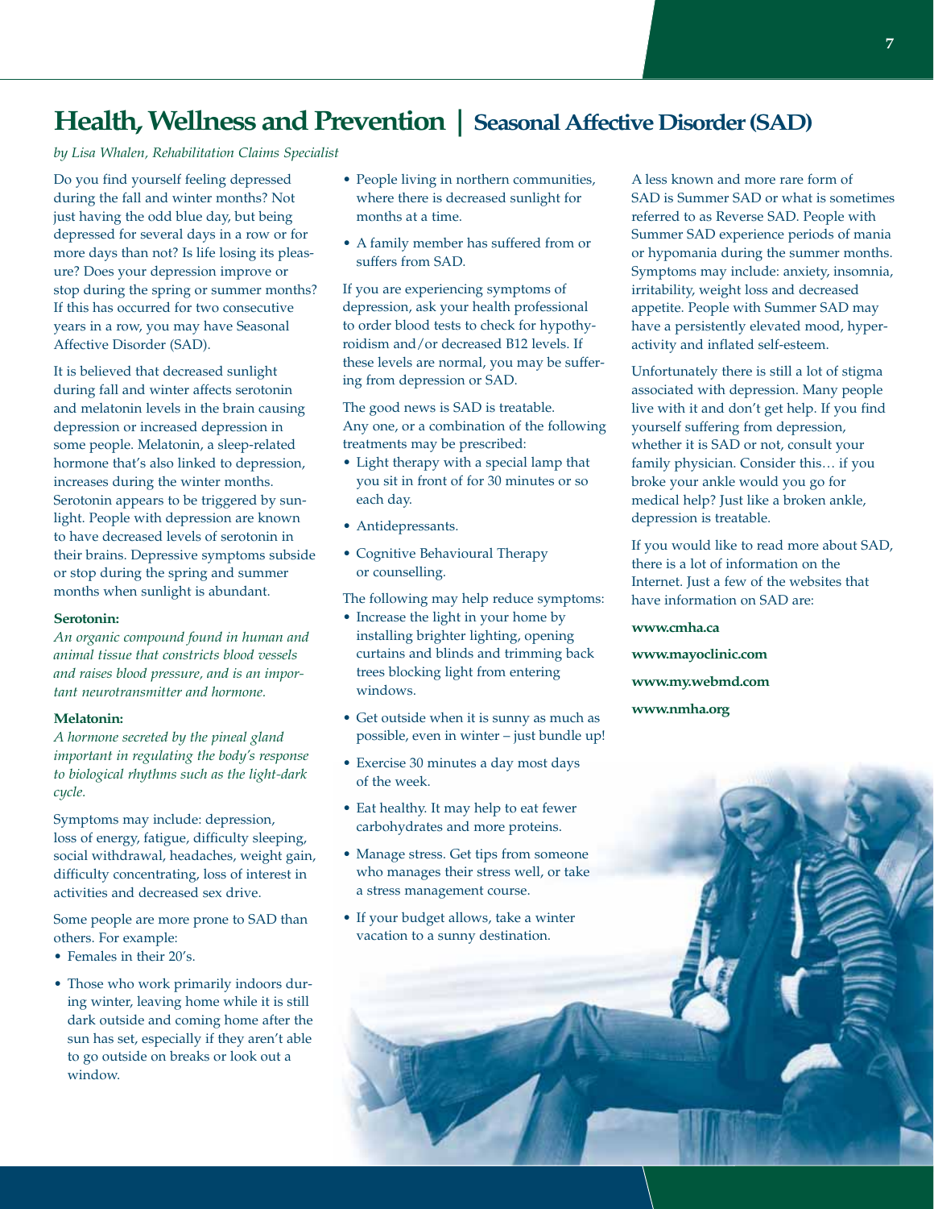# Health, Wellness and Prevention | Seasonal Affective Disorder (SAD)

*by Lisa Whalen, Rehabilitation Claims Specialist*

Do you find yourself feeling depressed during the fall and winter months? Not just having the odd blue day, but being depressed for several days in a row or for more days than not? Is life losing its pleasure? Does your depression improve or stop during the spring or summer months? If this has occurred for two consecutive years in a row, you may have Seasonal Affective Disorder (SAD).

It is believed that decreased sunlight during fall and winter affects serotonin and melatonin levels in the brain causing depression or increased depression in some people. Melatonin, a sleep-related hormone that's also linked to depression, increases during the winter months. Serotonin appears to be triggered by sunlight. People with depression are known to have decreased levels of serotonin in their brains. Depressive symptoms subside or stop during the spring and summer months when sunlight is abundant.

**Serotonin:**
*An organic compound found in human and animal tissue that constricts blood vessels and raises blood pressure, and is an important neurotransmitter and hormone.*

**Melatonin:**
*A hormone secreted by the pineal gland important in regulating the body's response to biological rhythms such as the light-dark cycle.*

Symptoms may include: depression, loss of energy, fatigue, difficulty sleeping, social withdrawal, headaches, weight gain, difficulty concentrating, loss of interest in activities and decreased sex drive.

Some people are more prone to SAD than others. For example:

- Females in their 20's.
- Those who work primarily indoors during winter, leaving home while it is still dark outside and coming home after the sun has set, especially if they aren't able to go outside on breaks or look out a window.
- People living in northern communities, where there is decreased sunlight for months at a time.
- A family member has suffered from or suffers from SAD.

If you are experiencing symptoms of depression, ask your health professional to order blood tests to check for hypothyroidism and/or decreased B12 levels. If these levels are normal, you may be suffering from depression or SAD.

The good news is SAD is treatable. Any one, or a combination of the following treatments may be prescribed:

- Light therapy with a special lamp that you sit in front of for 30 minutes or so each day.
- Antidepressants.
- Cognitive Behavioural Therapy or counselling.

The following may help reduce symptoms:

- Increase the light in your home by installing brighter lighting, opening curtains and blinds and trimming back trees blocking light from entering windows.
- Get outside when it is sunny as much as possible, even in winter – just bundle up!
- Exercise 30 minutes a day most days of the week.
- Eat healthy. It may help to eat fewer carbohydrates and more proteins.
- Manage stress. Get tips from someone who manages their stress well, or take a stress management course.
- If your budget allows, take a winter vacation to a sunny destination.

A less known and more rare form of SAD is Summer SAD or what is sometimes referred to as Reverse SAD. People with Summer SAD experience periods of mania or hypomania during the summer months. Symptoms may include: anxiety, insomnia, irritability, weight loss and decreased appetite. People with Summer SAD may have a persistently elevated mood, hyperactivity and inflated self-esteem.

Unfortunately there is still a lot of stigma associated with depression. Many people live with it and don't get help. If you find yourself suffering from depression, whether it is SAD or not, consult your family physician. Consider this… if you broke your ankle would you go for medical help? Just like a broken ankle, depression is treatable.

If you would like to read more about SAD, there is a lot of information on the Internet. Just a few of the websites that have information on SAD are:

**www.cmha.ca**

**www.mayoclinic.com**

**www.my.webmd.com**

**www.nmha.org**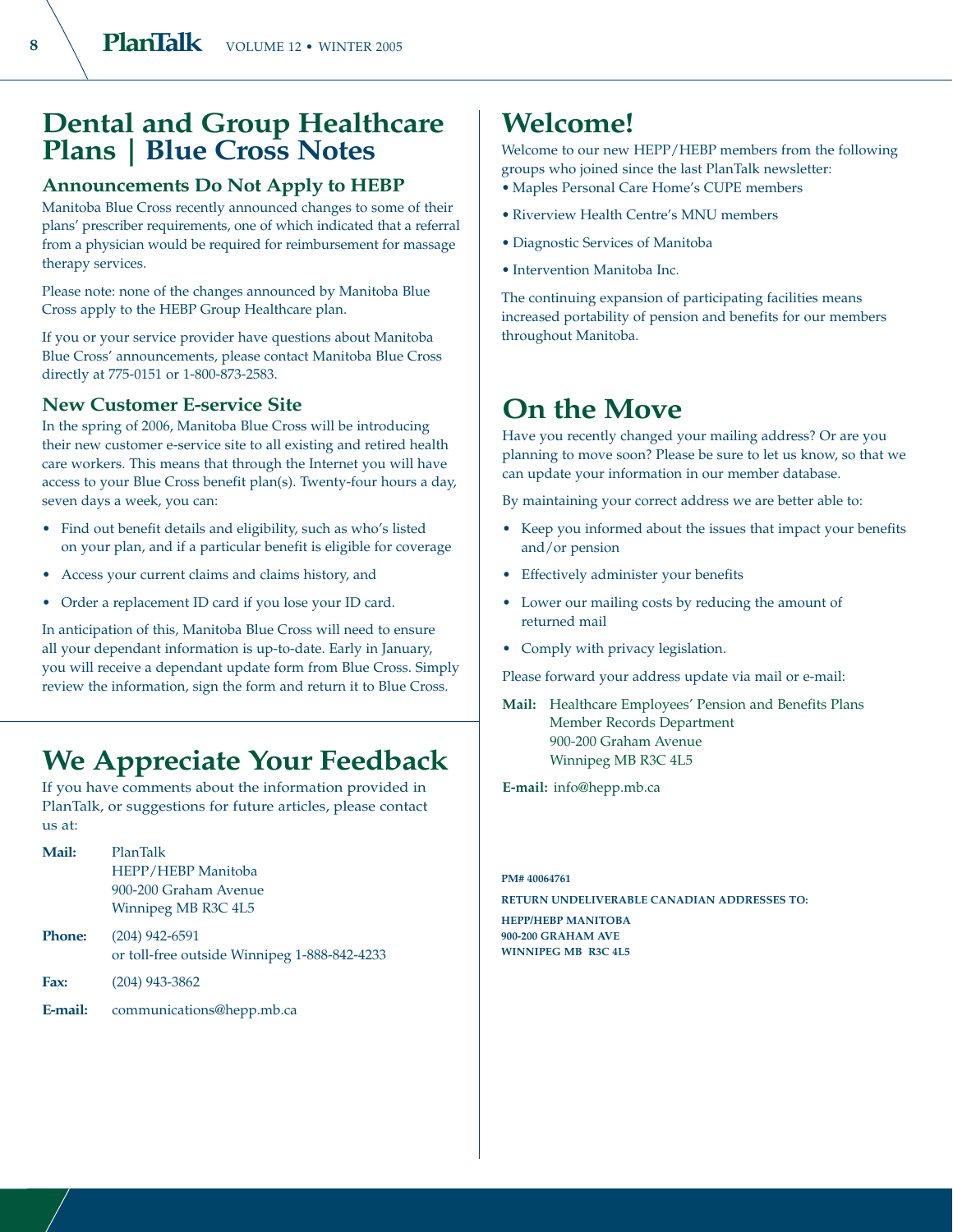## Dental and Group Healthcare Plans | Blue Cross Notes

### Announcements Do Not Apply to HEBP

Manitoba Blue Cross recently announced changes to some of their plans' prescriber requirements, one of which indicated that a referral from a physician would be required for reimbursement for massage therapy services.

Please note: none of the changes announced by Manitoba Blue Cross apply to the HEBP Group Healthcare plan.

If you or your service provider have questions about Manitoba Blue Cross' announcements, please contact Manitoba Blue Cross directly at 775-0151 or 1-800-873-2583.

### New Customer E-service Site

In the spring of 2006, Manitoba Blue Cross will be introducing their new customer e-service site to all existing and retired health care workers. This means that through the Internet you will have access to your Blue Cross benefit plan(s). Twenty-four hours a day, seven days a week, you can:

- Find out benefit details and eligibility, such as who's listed on your plan, and if a particular benefit is eligible for coverage
- Access your current claims and claims history, and
- Order a replacement ID card if you lose your ID card.

In anticipation of this, Manitoba Blue Cross will need to ensure all your dependant information is up-to-date. Early in January, you will receive a dependant update form from Blue Cross. Simply review the information, sign the form and return it to Blue Cross.

## We Appreciate Your Feedback

If you have comments about the information provided in PlanTalk, or suggestions for future articles, please contact us at:

**Mail:** PlanTalk
HEPP/HEBP Manitoba
900-200 Graham Avenue
Winnipeg MB R3C 4L5

**Phone:** (204) 942-6591
or toll-free outside Winnipeg 1-888-842-4233

**Fax:** (204) 943-3862

**E-mail:** communications@hepp.mb.ca

## Welcome!

Welcome to our new HEPP/HEBP members from the following groups who joined since the last PlanTalk newsletter:

- Maples Personal Care Home's CUPE members
- Riverview Health Centre's MNU members
- Diagnostic Services of Manitoba
- Intervention Manitoba Inc.

The continuing expansion of participating facilities means increased portability of pension and benefits for our members throughout Manitoba.

## On the Move

Have you recently changed your mailing address? Or are you planning to move soon? Please be sure to let us know, so that we can update your information in our member database.

By maintaining your correct address we are better able to:

- Keep you informed about the issues that impact your benefits and/or pension
- Effectively administer your benefits
- Lower our mailing costs by reducing the amount of returned mail
- Comply with privacy legislation.

Please forward your address update via mail or e-mail:

**Mail:** Healthcare Employees' Pension and Benefits Plans
Member Records Department
900-200 Graham Avenue
Winnipeg MB R3C 4L5

**E-mail:** info@hepp.mb.ca

**PM# 40064761**

**RETURN UNDELIVERABLE CANADIAN ADDRESSES TO:**

**HEPP/HEBP MANITOBA**
**900-200 GRAHAM AVE**
**WINNIPEG MB R3C 4L5**